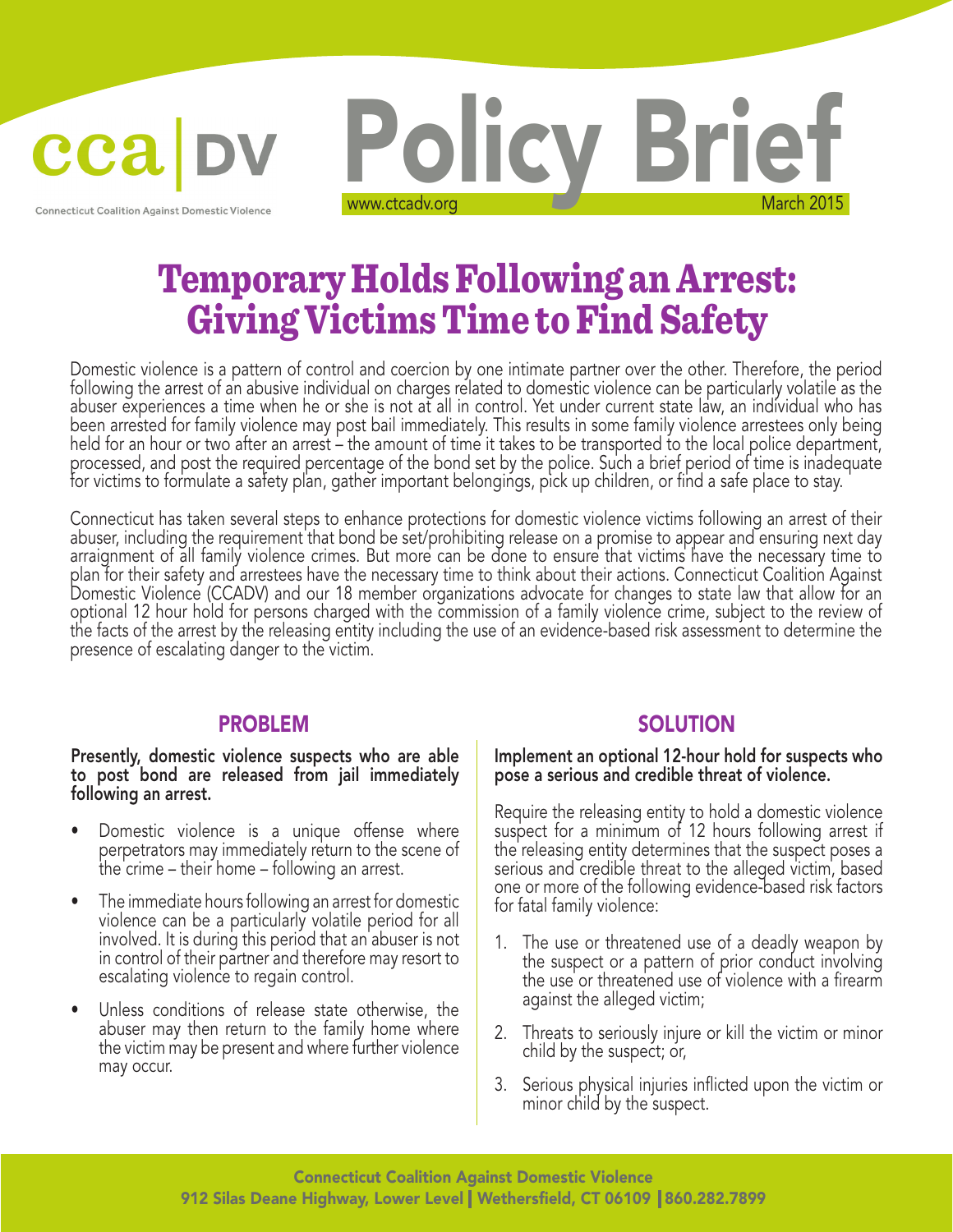cca | DV

Connecticut Coalition Against Domestic Violence

# Policy Brief

www.ctcadv.org March 2015

# Temporary Holds Following an Arrest: Giving Victims Time to Find Safety

Domestic violence is a pattern of control and coercion by one intimate partner over the other. Therefore, the period following the arrest of an abusive individual on charges related to domestic violence can be particularly volatile as the abuser experiences a time when he or she is not at all in control. Yet under current state law, an individual who has been arrested for family violence may post bail immediately. This results in some family violence arrestees only being held for an hour or two after an arrest – the amount of time it takes to be transported to the local police department, processed, and post the required percentage of the bond set by the police. Such a brief period of time is inadequate for victims to formulate a safety plan, gather important belongings, pick up children, or find a safe place to stay.

Connecticut has taken several steps to enhance protections for domestic violence victims following an arrest of their abuser, including the requirement that bond be set/prohibiting release on a promise to appear and ensuring next day arraignment of all family violence crimes. But more can be done to ensure that victims have the necessary time to plan for their safety and arrestees have the necessary time to think about their actions. Connecticut Coalition Against Domestic Violence (CCADV) and our 18 member organizations advocate for changes to state law that allow for an optional 12 hour hold for persons charged with the commission of a family violence crime, subject to the review of the facts of the arrest by the releasing entity including the use of an evidence-based risk assessment to determine the presence of escalating danger to the victim.

## PROBLEM

**Presently, domestic violence suspects who are able to post bond are released from jail immediately following an arrest.**

- Domestic violence is a unique offense where perpetrators may immediately return to the scene of the crime – their home – following an arrest.
- The immediate hours following an arrest for domestic violence can be a particularly volatile period for all involved. It is during this period that an abuser is not in control of their partner and therefore may resort to escalating violence to regain control.
- Unless conditions of release state otherwise, the abuser may then return to the family home where the victim may be present and where further violence may occur.

## SOLUTION

**Implement an optional 12-hour hold for suspects who pose a serious and credible threat of violence.**

Require the releasing entity to hold a domestic violence suspect for a minimum of 12 hours following arrest if the releasing entity determines that the suspect poses a serious and credible threat to the alleged victim, based one or more of the following evidence-based risk factors for fatal family violence:

1. The use or threatened use of a deadly weapon by the suspect or a pattern of prior conduct involving the use or threatened use of violence with a firearm against the alleged victim;
2. Threats to seriously injure or kill the victim or minor child by the suspect; or,
3. Serious physical injuries inflicted upon the victim or minor child by the suspect.

Connecticut Coalition Against Domestic Violence
912 Silas Deane Highway, Lower Level | Wethersfield, CT 06109 | 860.282.7899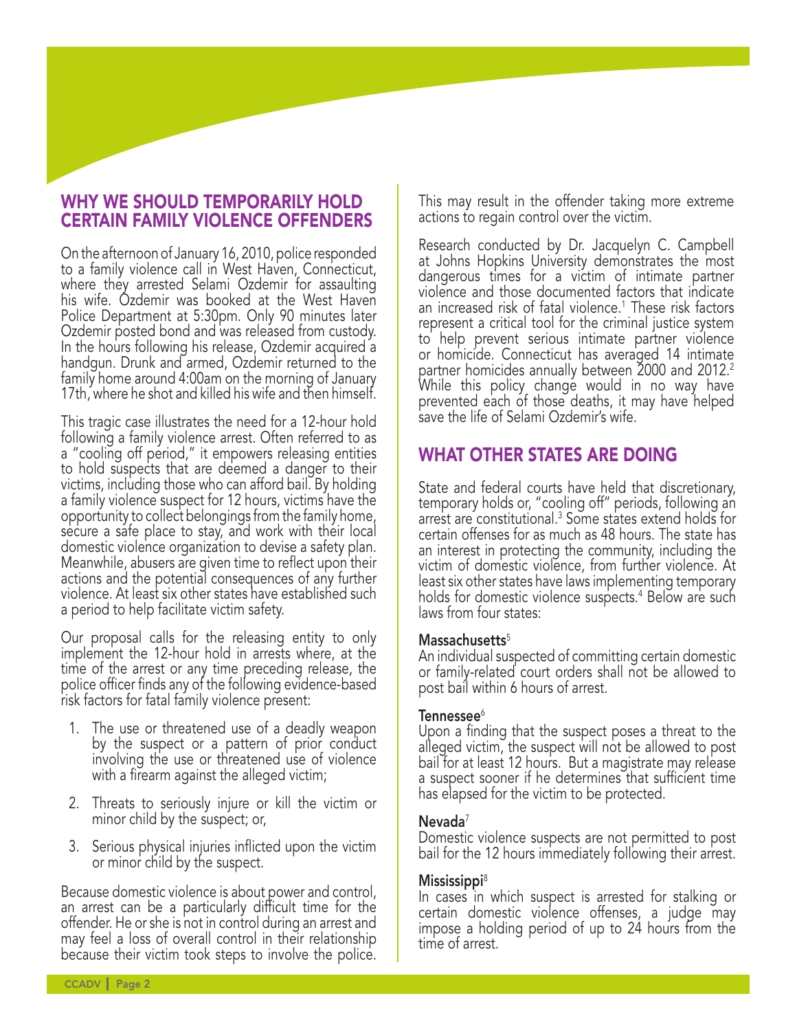## WHY WE SHOULD TEMPORARILY HOLD CERTAIN FAMILY VIOLENCE OFFENDERS

On the afternoon of January 16, 2010, police responded to a family violence call in West Haven, Connecticut, where they arrested Selami Ozdemir for assaulting his wife. Ozdemir was booked at the West Haven Police Department at 5:30pm. Only 90 minutes later Ozdemir posted bond and was released from custody. In the hours following his release, Ozdemir acquired a handgun. Drunk and armed, Ozdemir returned to the family home around 4:00am on the morning of January 17th, where he shot and killed his wife and then himself.

This tragic case illustrates the need for a 12-hour hold following a family violence arrest. Often referred to as a "cooling off period," it empowers releasing entities to hold suspects that are deemed a danger to their victims, including those who can afford bail. By holding a family violence suspect for 12 hours, victims have the opportunity to collect belongings from the family home, secure a safe place to stay, and work with their local domestic violence organization to devise a safety plan. Meanwhile, abusers are given time to reflect upon their actions and the potential consequences of any further violence. At least six other states have established such a period to help facilitate victim safety.

Our proposal calls for the releasing entity to only implement the 12-hour hold in arrests where, at the time of the arrest or any time preceding release, the police officer finds any of the following evidence-based risk factors for fatal family violence present:

1. The use or threatened use of a deadly weapon by the suspect or a pattern of prior conduct involving the use or threatened use of violence with a firearm against the alleged victim;
2. Threats to seriously injure or kill the victim or minor child by the suspect; or,
3. Serious physical injuries inflicted upon the victim or minor child by the suspect.

Because domestic violence is about power and control, an arrest can be a particularly difficult time for the offender. He or she is not in control during an arrest and may feel a loss of overall control in their relationship because their victim took steps to involve the police. This may result in the offender taking more extreme actions to regain control over the victim.

Research conducted by Dr. Jacquelyn C. Campbell at Johns Hopkins University demonstrates the most dangerous times for a victim of intimate partner violence and those documented factors that indicate an increased risk of fatal violence.[1] These risk factors represent a critical tool for the criminal justice system to help prevent serious intimate partner violence or homicide. Connecticut has averaged 14 intimate partner homicides annually between 2000 and 2012.[2] While this policy change would in no way have prevented each of those deaths, it may have helped save the life of Selami Ozdemir's wife.

## WHAT OTHER STATES ARE DOING

State and federal courts have held that discretionary, temporary holds or, "cooling off" periods, following an arrest are constitutional.[3] Some states extend holds for certain offenses for as much as 48 hours. The state has an interest in protecting the community, including the victim of domestic violence, from further violence. At least six other states have laws implementing temporary holds for domestic violence suspects.[4] Below are such laws from four states:

**Massachusetts**[5]
An individual suspected of committing certain domestic or family-related court orders shall not be allowed to post bail within 6 hours of arrest.

**Tennessee**[6]
Upon a finding that the suspect poses a threat to the alleged victim, the suspect will not be allowed to post bail for at least 12 hours. But a magistrate may release a suspect sooner if he determines that sufficient time has elapsed for the victim to be protected.

**Nevada**[7]
Domestic violence suspects are not permitted to post bail for the 12 hours immediately following their arrest.

**Mississippi**[8]
In cases in which suspect is arrested for stalking or certain domestic violence offenses, a judge may impose a holding period of up to 24 hours from the time of arrest.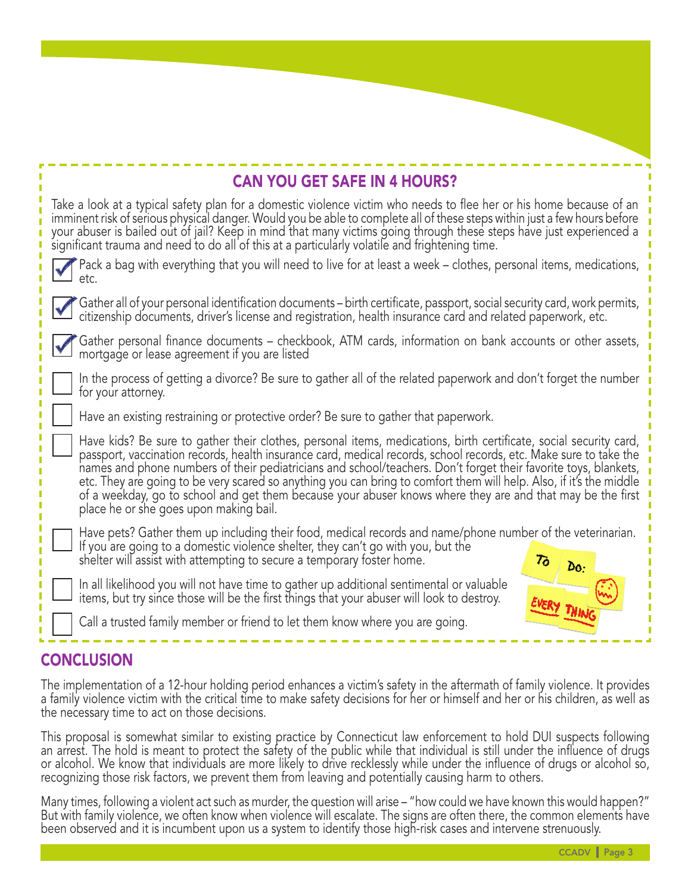## CAN YOU GET SAFE IN 4 HOURS?

Take a look at a typical safety plan for a domestic violence victim who needs to flee her or his home because of an imminent risk of serious physical danger. Would you be able to complete all of these steps within just a few hours before your abuser is bailed out of jail? Keep in mind that many victims going through these steps have just experienced a significant trauma and need to do all of this at a particularly volatile and frightening time.

- [x] Pack a bag with everything that you will need to live for at least a week – clothes, personal items, medications, etc.
- [x] Gather all of your personal identification documents – birth certificate, passport, social security card, work permits, citizenship documents, driver's license and registration, health insurance card and related paperwork, etc.
- [x] Gather personal finance documents – checkbook, ATM cards, information on bank accounts or other assets, mortgage or lease agreement if you are listed
- [ ] In the process of getting a divorce? Be sure to gather all of the related paperwork and don't forget the number for your attorney.
- [ ] Have an existing restraining or protective order? Be sure to gather that paperwork.
- [ ] Have kids? Be sure to gather their clothes, personal items, medications, birth certificate, social security card, passport, vaccination records, health insurance card, medical records, school records, etc. Make sure to take the names and phone numbers of their pediatricians and school/teachers. Don't forget their favorite toys, blankets, etc. They are going to be very scared so anything you can bring to comfort them will help. Also, if it's the middle of a weekday, go to school and get them because your abuser knows where they are and that may be the first place he or she goes upon making bail.
- [ ] Have pets? Gather them up including their food, medical records and name/phone number of the veterinarian. If you are going to a domestic violence shelter, they can't go with you, but the shelter will assist with attempting to secure a temporary foster home.
- [ ] In all likelihood you will not have time to gather up additional sentimental or valuable items, but try since those will be the first things that your abuser will look to destroy.
- [ ] Call a trusted family member or friend to let them know where you are going.

## CONCLUSION

The implementation of a 12-hour holding period enhances a victim's safety in the aftermath of family violence. It provides a family violence victim with the critical time to make safety decisions for her or himself and her or his children, as well as the necessary time to act on those decisions.

This proposal is somewhat similar to existing practice by Connecticut law enforcement to hold DUI suspects following an arrest. The hold is meant to protect the safety of the public while that individual is still under the influence of drugs or alcohol. We know that individuals are more likely to drive recklessly while under the influence of drugs or alcohol so, recognizing those risk factors, we prevent them from leaving and potentially causing harm to others.

Many times, following a violent act such as murder, the question will arise – "how could we have known this would happen?" But with family violence, we often know when violence will escalate. The signs are often there, the common elements have been observed and it is incumbent upon us a system to identify those high-risk cases and intervene strenuously.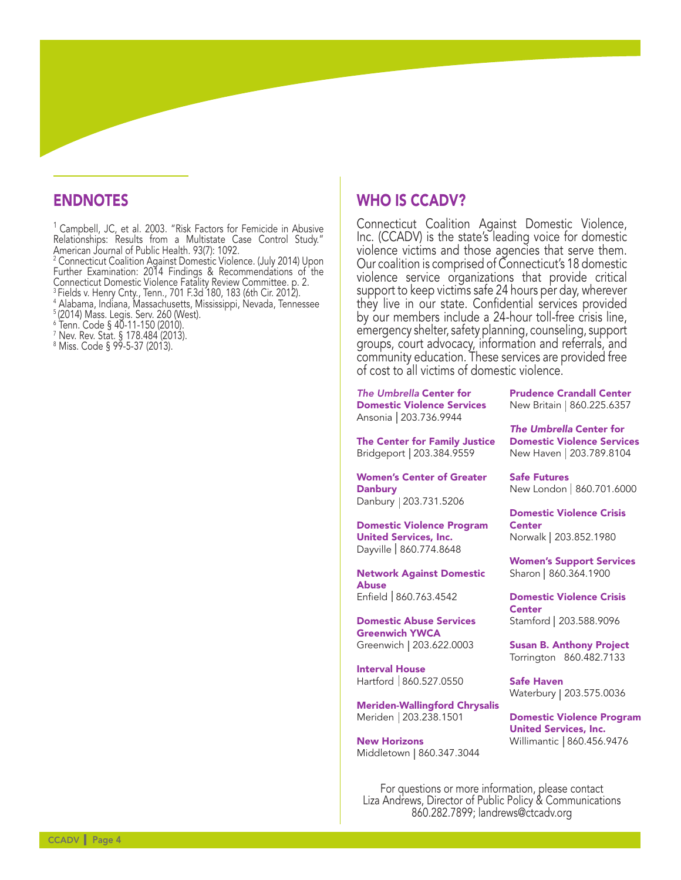## ENDNOTES

[1] Campbell, JC, et al. 2003. "Risk Factors for Femicide in Abusive Relationships: Results from a Multistate Case Control Study." American Journal of Public Health. 93(7): 1092.
[2] Connecticut Coalition Against Domestic Violence. (July 2014) Upon Further Examination: 2014 Findings & Recommendations of the Connecticut Domestic Violence Fatality Review Committee. p. 2.
[3] Fields v. Henry Cnty., Tenn., 701 F.3d 180, 183 (6th Cir. 2012).
[4] Alabama, Indiana, Massachusetts, Mississippi, Nevada, Tennessee
[5] (2014) Mass. Legis. Serv. 260 (West).
[6] Tenn. Code § 40-11-150 (2010).
[7] Nev. Rev. Stat. § 178.484 (2013).
[8] Miss. Code § 99-5-37 (2013).

## WHO IS CCADV?

Connecticut Coalition Against Domestic Violence, Inc. (CCADV) is the state's leading voice for domestic violence victims and those agencies that serve them. Our coalition is comprised of Connecticut's 18 domestic violence service organizations that provide critical support to keep victims safe 24 hours per day, wherever they live in our state. Confidential services provided by our members include a 24-hour toll-free crisis line, emergency shelter, safety planning, counseling, support groups, court advocacy, information and referrals, and community education. These services are provided free of cost to all victims of domestic violence.

***The Umbrella* Center for Domestic Violence Services**
Ansonia | 203.736.9944

**The Center for Family Justice**
Bridgeport | 203.384.9559

**Women's Center of Greater Danbury**
Danbury | 203.731.5206

**Domestic Violence Program United Services, Inc.**
Dayville | 860.774.8648

**Network Against Domestic Abuse**
Enfield | 860.763.4542

**Domestic Abuse Services Greenwich YWCA**
Greenwich | 203.622.0003

**Interval House**
Hartford | 860.527.0550

**Meriden-Wallingford Chrysalis**
Meriden | 203.238.1501

**New Horizons**
Middletown | 860.347.3044

**Prudence Crandall Center**
New Britain | 860.225.6357

***The Umbrella* Center for Domestic Violence Services**
New Haven | 203.789.8104

**Safe Futures**
New London | 860.701.6000

**Domestic Violence Crisis Center**
Norwalk | 203.852.1980

**Women's Support Services**
Sharon | 860.364.1900

**Domestic Violence Crisis Center**
Stamford | 203.588.9096

**Susan B. Anthony Project**
Torrington 860.482.7133

**Safe Haven**
Waterbury | 203.575.0036

**Domestic Violence Program United Services, Inc.**
Willimantic | 860.456.9476

For questions or more information, please contact
Liza Andrews, Director of Public Policy & Communications
860.282.7899; landrews@ctcadv.org